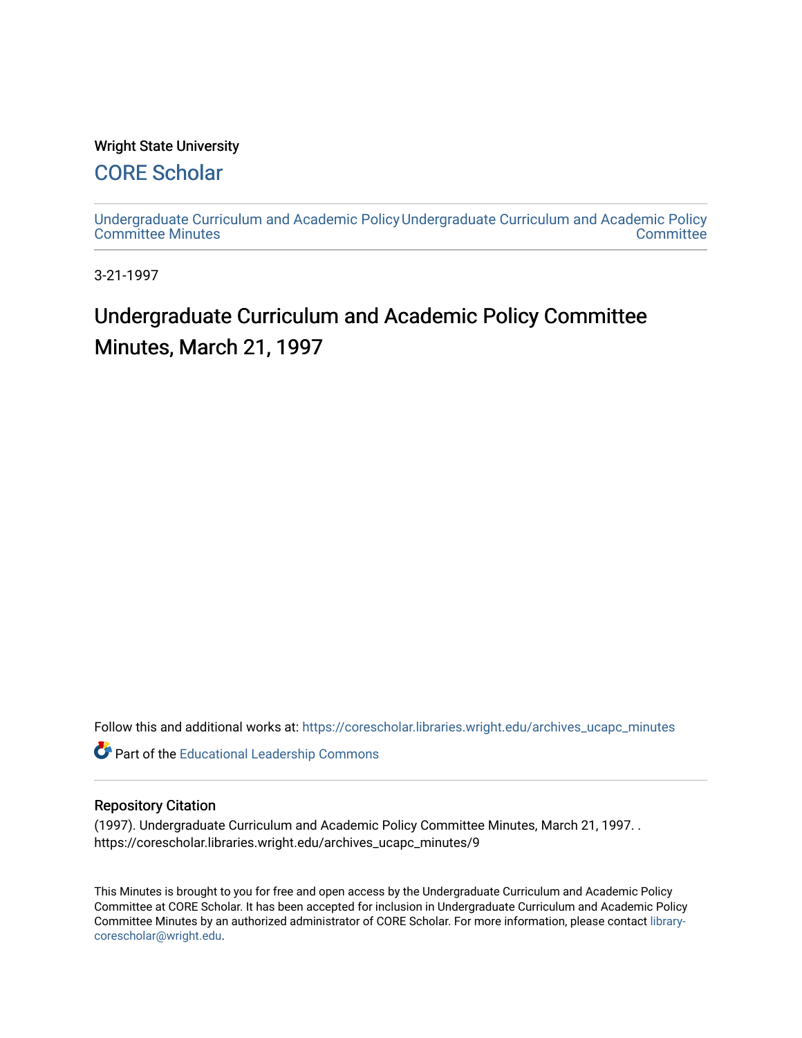Wright State University

# CORE Scholar

Undergraduate Curriculum and Academic Policy Committee Minutes

Undergraduate Curriculum and Academic Policy Committee

3-21-1997

# Undergraduate Curriculum and Academic Policy Committee Minutes, March 21, 1997

Follow this and additional works at: https://corescholar.libraries.wright.edu/archives_ucapc_minutes

Part of the Educational Leadership Commons

## Repository Citation

(1997). Undergraduate Curriculum and Academic Policy Committee Minutes, March 21, 1997. . https://corescholar.libraries.wright.edu/archives_ucapc_minutes/9

This Minutes is brought to you for free and open access by the Undergraduate Curriculum and Academic Policy Committee at CORE Scholar. It has been accepted for inclusion in Undergraduate Curriculum and Academic Policy Committee Minutes by an authorized administrator of CORE Scholar. For more information, please contact library-corescholar@wright.edu.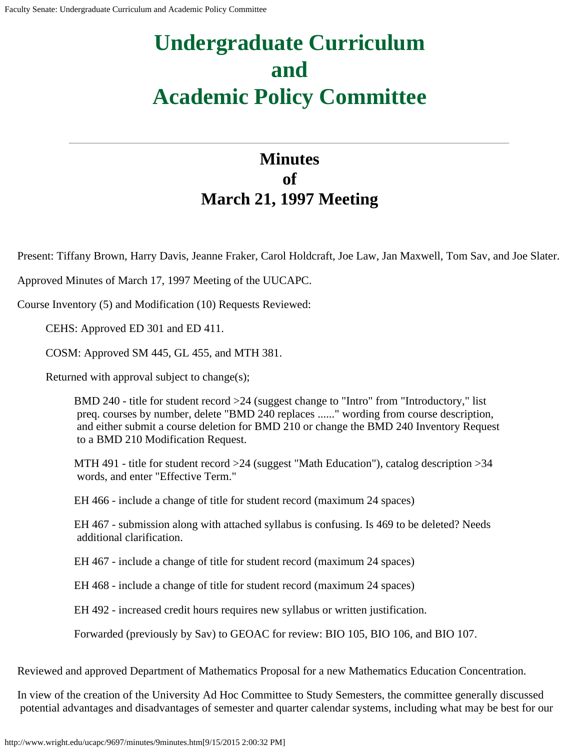# Undergraduate Curriculum and Academic Policy Committee

## Minutes of March 21, 1997 Meeting

Present: Tiffany Brown, Harry Davis, Jeanne Fraker, Carol Holdcraft, Joe Law, Jan Maxwell, Tom Sav, and Joe Slater.

Approved Minutes of March 17, 1997 Meeting of the UUCAPC.

Course Inventory (5) and Modification (10) Requests Reviewed:

> CEHS: Approved ED 301 and ED 411.
>
> COSM: Approved SM 445, GL 455, and MTH 381.
>
> Returned with approval subject to change(s);
>
>> BMD 240 - title for student record >24 (suggest change to "Intro" from "Introductory," list preq. courses by number, delete "BMD 240 replaces ......" wording from course description, and either submit a course deletion for BMD 210 or change the BMD 240 Inventory Request to a BMD 210 Modification Request.
>>
>> MTH 491 - title for student record >24 (suggest "Math Education"), catalog description >34 words, and enter "Effective Term."
>>
>> EH 466 - include a change of title for student record (maximum 24 spaces)
>>
>> EH 467 - submission along with attached syllabus is confusing. Is 469 to be deleted? Needs additional clarification.
>>
>> EH 467 - include a change of title for student record (maximum 24 spaces)
>>
>> EH 468 - include a change of title for student record (maximum 24 spaces)
>>
>> EH 492 - increased credit hours requires new syllabus or written justification.
>>
>> Forwarded (previously by Sav) to GEOAC for review: BIO 105, BIO 106, and BIO 107.

Reviewed and approved Department of Mathematics Proposal for a new Mathematics Education Concentration.

In view of the creation of the University Ad Hoc Committee to Study Semesters, the committee generally discussed potential advantages and disadvantages of semester and quarter calendar systems, including what may be best for our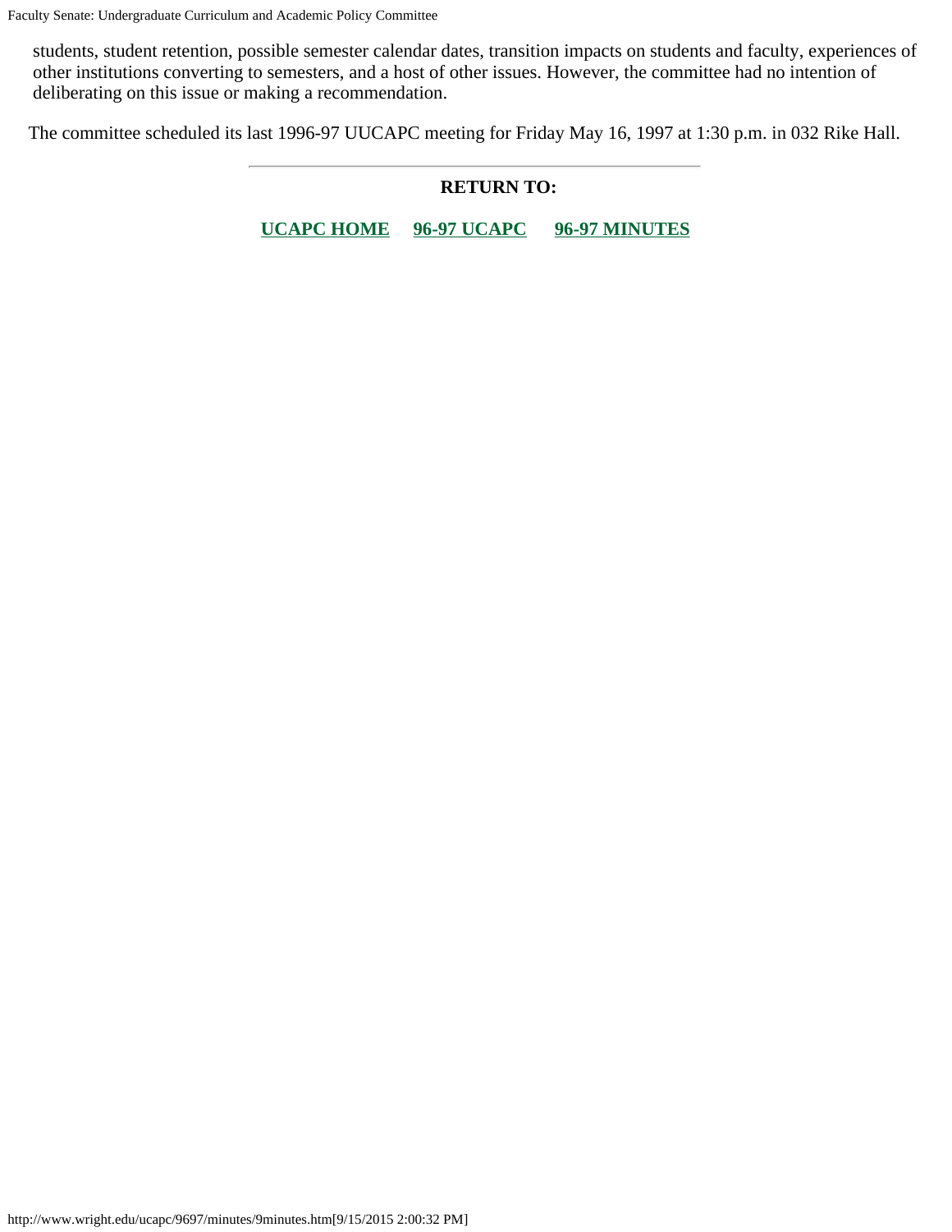students, student retention, possible semester calendar dates, transition impacts on students and faculty, experiences of other institutions converting to semesters, and a host of other issues. However, the committee had no intention of deliberating on this issue or making a recommendation.

The committee scheduled its last 1996-97 UUCAPC meeting for Friday May 16, 1997 at 1:30 p.m. in 032 Rike Hall.

---

**RETURN TO:**

**UCAPC HOME** **96-97 UCAPC** **96-97 MINUTES**